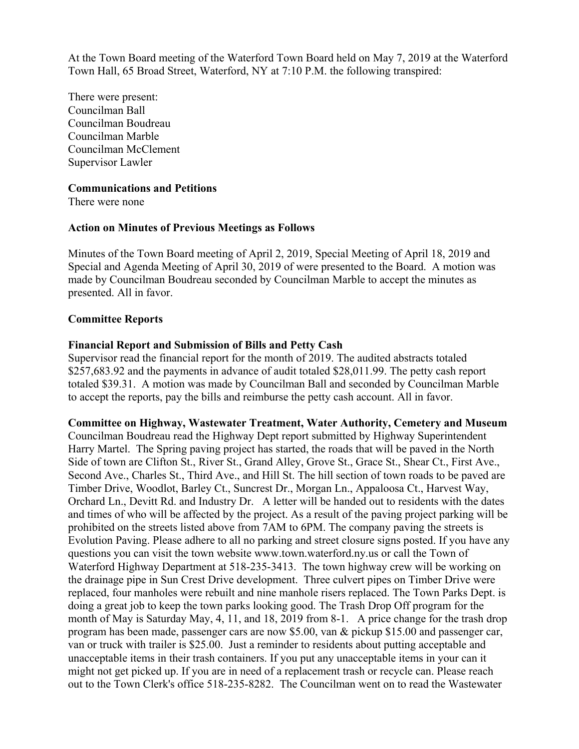At the Town Board meeting of the Waterford Town Board held on May 7, 2019 at the Waterford Town Hall, 65 Broad Street, Waterford, NY at 7:10 P.M. the following transpired:

There were present:
Councilman Ball
Councilman Boudreau
Councilman Marble
Councilman McClement
Supervisor Lawler

**Communications and Petitions**
There were none

**Action on Minutes of Previous Meetings as Follows**

Minutes of the Town Board meeting of April 2, 2019, Special Meeting of April 18, 2019 and Special and Agenda Meeting of April 30, 2019 of were presented to the Board. A motion was made by Councilman Boudreau seconded by Councilman Marble to accept the minutes as presented. All in favor.

**Committee Reports**

**Financial Report and Submission of Bills and Petty Cash**
Supervisor read the financial report for the month of 2019. The audited abstracts totaled $257,683.92 and the payments in advance of audit totaled $28,011.99. The petty cash report totaled $39.31. A motion was made by Councilman Ball and seconded by Councilman Marble to accept the reports, pay the bills and reimburse the petty cash account. All in favor.

**Committee on Highway, Wastewater Treatment, Water Authority, Cemetery and Museum**
Councilman Boudreau read the Highway Dept report submitted by Highway Superintendent Harry Martel. The Spring paving project has started, the roads that will be paved in the North Side of town are Clifton St., River St., Grand Alley, Grove St., Grace St., Shear Ct., First Ave., Second Ave., Charles St., Third Ave., and Hill St. The hill section of town roads to be paved are Timber Drive, Woodlot, Barley Ct., Suncrest Dr., Morgan Ln., Appaloosa Ct., Harvest Way, Orchard Ln., Devitt Rd. and Industry Dr. A letter will be handed out to residents with the dates and times of who will be affected by the project. As a result of the paving project parking will be prohibited on the streets listed above from 7AM to 6PM. The company paving the streets is Evolution Paving. Please adhere to all no parking and street closure signs posted. If you have any questions you can visit the town website www.town.waterford.ny.us or call the Town of Waterford Highway Department at 518-235-3413. The town highway crew will be working on the drainage pipe in Sun Crest Drive development. Three culvert pipes on Timber Drive were replaced, four manholes were rebuilt and nine manhole risers replaced. The Town Parks Dept. is doing a great job to keep the town parks looking good. The Trash Drop Off program for the month of May is Saturday May, 4, 11, and 18, 2019 from 8-1. A price change for the trash drop program has been made, passenger cars are now $5.00, van & pickup $15.00 and passenger car, van or truck with trailer is $25.00. Just a reminder to residents about putting acceptable and unacceptable items in their trash containers. If you put any unacceptable items in your can it might not get picked up. If you are in need of a replacement trash or recycle can. Please reach out to the Town Clerk's office 518-235-8282. The Councilman went on to read the Wastewater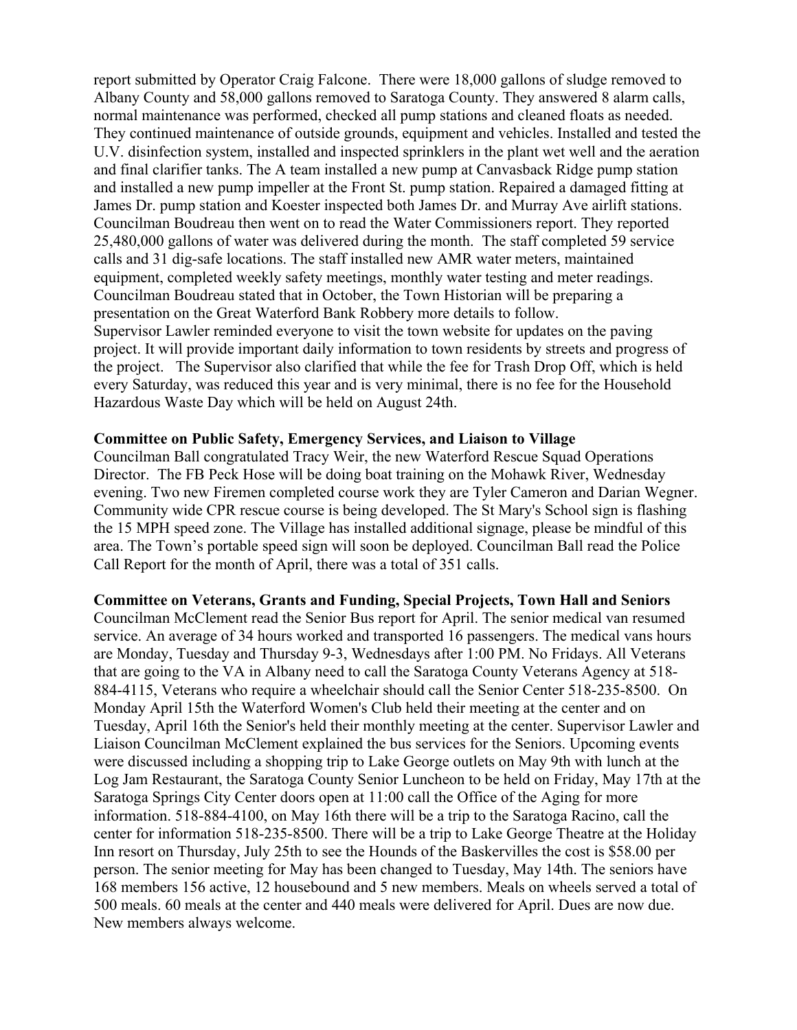report submitted by Operator Craig Falcone. There were 18,000 gallons of sludge removed to Albany County and 58,000 gallons removed to Saratoga County. They answered 8 alarm calls, normal maintenance was performed, checked all pump stations and cleaned floats as needed. They continued maintenance of outside grounds, equipment and vehicles. Installed and tested the U.V. disinfection system, installed and inspected sprinklers in the plant wet well and the aeration and final clarifier tanks. The A team installed a new pump at Canvasback Ridge pump station and installed a new pump impeller at the Front St. pump station. Repaired a damaged fitting at James Dr. pump station and Koester inspected both James Dr. and Murray Ave airlift stations. Councilman Boudreau then went on to read the Water Commissioners report. They reported 25,480,000 gallons of water was delivered during the month. The staff completed 59 service calls and 31 dig-safe locations. The staff installed new AMR water meters, maintained equipment, completed weekly safety meetings, monthly water testing and meter readings. Councilman Boudreau stated that in October, the Town Historian will be preparing a presentation on the Great Waterford Bank Robbery more details to follow.
Supervisor Lawler reminded everyone to visit the town website for updates on the paving project. It will provide important daily information to town residents by streets and progress of the project. The Supervisor also clarified that while the fee for Trash Drop Off, which is held every Saturday, was reduced this year and is very minimal, there is no fee for the Household Hazardous Waste Day which will be held on August 24th.

**Committee on Public Safety, Emergency Services, and Liaison to Village**
Councilman Ball congratulated Tracy Weir, the new Waterford Rescue Squad Operations Director. The FB Peck Hose will be doing boat training on the Mohawk River, Wednesday evening. Two new Firemen completed course work they are Tyler Cameron and Darian Wegner. Community wide CPR rescue course is being developed. The St Mary's School sign is flashing the 15 MPH speed zone. The Village has installed additional signage, please be mindful of this area. The Town's portable speed sign will soon be deployed. Councilman Ball read the Police Call Report for the month of April, there was a total of 351 calls.

**Committee on Veterans, Grants and Funding, Special Projects, Town Hall and Seniors**
Councilman McClement read the Senior Bus report for April. The senior medical van resumed service. An average of 34 hours worked and transported 16 passengers. The medical vans hours are Monday, Tuesday and Thursday 9-3, Wednesdays after 1:00 PM. No Fridays. All Veterans that are going to the VA in Albany need to call the Saratoga County Veterans Agency at 518-884-4115, Veterans who require a wheelchair should call the Senior Center 518-235-8500. On Monday April 15th the Waterford Women's Club held their meeting at the center and on Tuesday, April 16th the Senior's held their monthly meeting at the center. Supervisor Lawler and Liaison Councilman McClement explained the bus services for the Seniors. Upcoming events were discussed including a shopping trip to Lake George outlets on May 9th with lunch at the Log Jam Restaurant, the Saratoga County Senior Luncheon to be held on Friday, May 17th at the Saratoga Springs City Center doors open at 11:00 call the Office of the Aging for more information. 518-884-4100, on May 16th there will be a trip to the Saratoga Racino, call the center for information 518-235-8500. There will be a trip to Lake George Theatre at the Holiday Inn resort on Thursday, July 25th to see the Hounds of the Baskervilles the cost is $58.00 per person. The senior meeting for May has been changed to Tuesday, May 14th. The seniors have 168 members 156 active, 12 housebound and 5 new members. Meals on wheels served a total of 500 meals. 60 meals at the center and 440 meals were delivered for April. Dues are now due. New members always welcome.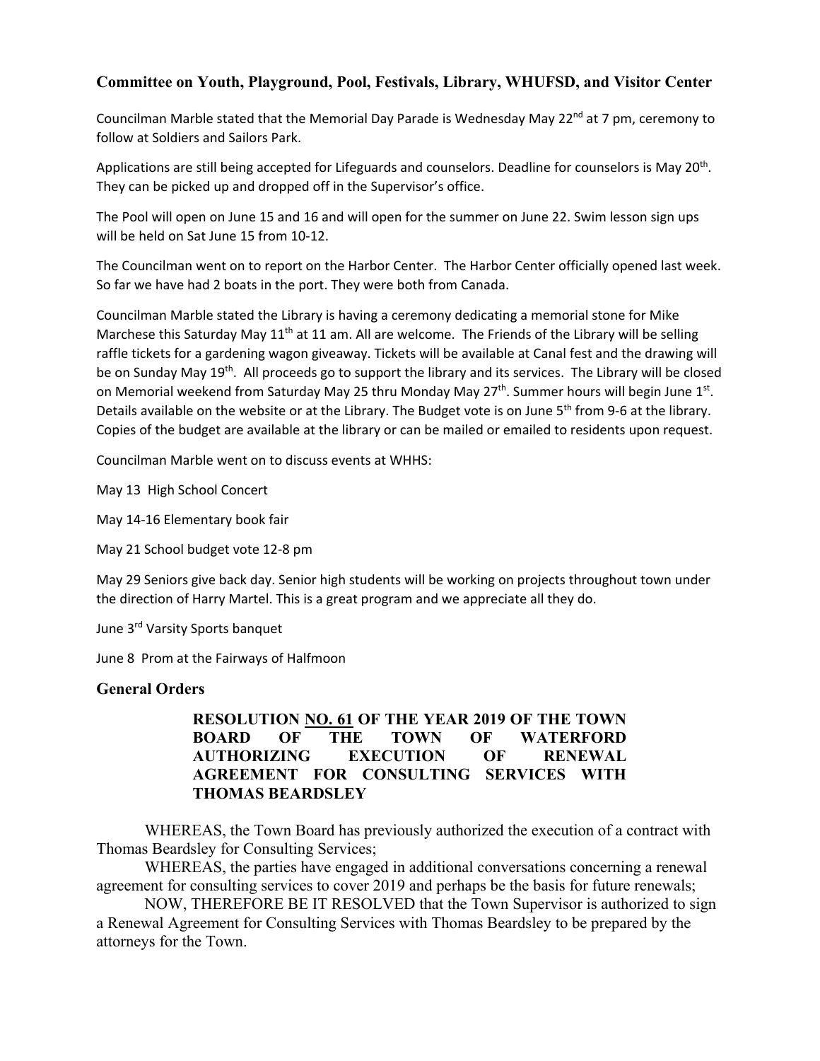## Committee on Youth, Playground, Pool, Festivals, Library, WHUFSD, and Visitor Center

Councilman Marble stated that the Memorial Day Parade is Wednesday May 22nd at 7 pm, ceremony to follow at Soldiers and Sailors Park.

Applications are still being accepted for Lifeguards and counselors. Deadline for counselors is May 20th. They can be picked up and dropped off in the Supervisor's office.

The Pool will open on June 15 and 16 and will open for the summer on June 22. Swim lesson sign ups will be held on Sat June 15 from 10-12.

The Councilman went on to report on the Harbor Center. The Harbor Center officially opened last week. So far we have had 2 boats in the port. They were both from Canada.

Councilman Marble stated the Library is having a ceremony dedicating a memorial stone for Mike Marchese this Saturday May 11th at 11 am. All are welcome. The Friends of the Library will be selling raffle tickets for a gardening wagon giveaway. Tickets will be available at Canal fest and the drawing will be on Sunday May 19th. All proceeds go to support the library and its services. The Library will be closed on Memorial weekend from Saturday May 25 thru Monday May 27th. Summer hours will begin June 1st. Details available on the website or at the Library. The Budget vote is on June 5th from 9-6 at the library. Copies of the budget are available at the library or can be mailed or emailed to residents upon request.

Councilman Marble went on to discuss events at WHHS:

May 13 High School Concert

May 14-16 Elementary book fair

May 21 School budget vote 12-8 pm

May 29 Seniors give back day. Senior high students will be working on projects throughout town under the direction of Harry Martel. This is a great program and we appreciate all they do.

June 3rd Varsity Sports banquet

June 8 Prom at the Fairways of Halfmoon

## General Orders

**RESOLUTION NO. 61 OF THE YEAR 2019 OF THE TOWN BOARD OF THE TOWN OF WATERFORD AUTHORIZING EXECUTION OF RENEWAL AGREEMENT FOR CONSULTING SERVICES WITH THOMAS BEARDSLEY**

WHEREAS, the Town Board has previously authorized the execution of a contract with Thomas Beardsley for Consulting Services;

WHEREAS, the parties have engaged in additional conversations concerning a renewal agreement for consulting services to cover 2019 and perhaps be the basis for future renewals;

NOW, THEREFORE BE IT RESOLVED that the Town Supervisor is authorized to sign a Renewal Agreement for Consulting Services with Thomas Beardsley to be prepared by the attorneys for the Town.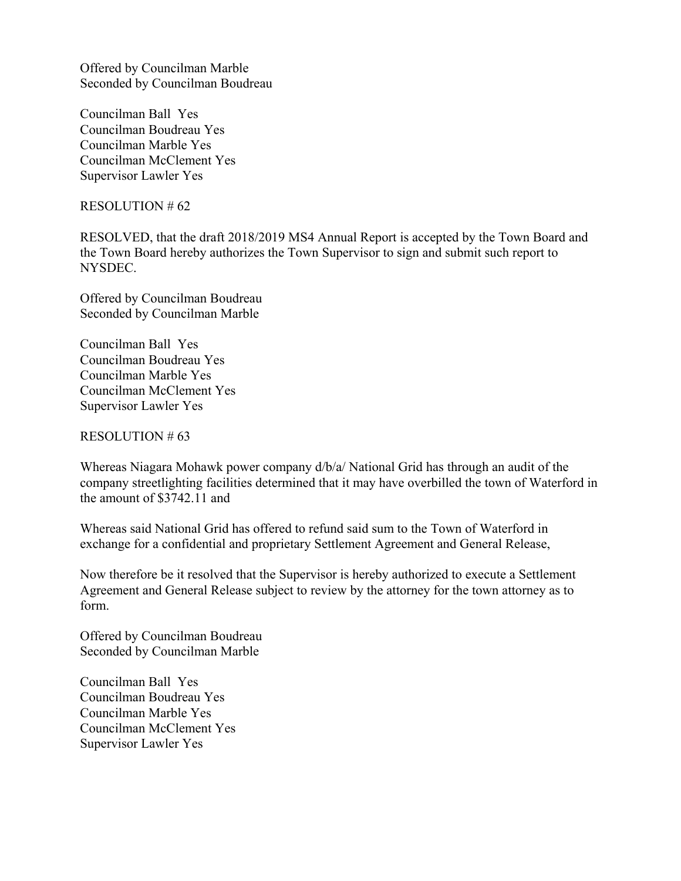Offered by Councilman Marble
Seconded by Councilman Boudreau

Councilman Ball Yes
Councilman Boudreau Yes
Councilman Marble Yes
Councilman McClement Yes
Supervisor Lawler Yes

RESOLUTION # 62

RESOLVED, that the draft 2018/2019 MS4 Annual Report is accepted by the Town Board and the Town Board hereby authorizes the Town Supervisor to sign and submit such report to NYSDEC.

Offered by Councilman Boudreau
Seconded by Councilman Marble

Councilman Ball Yes
Councilman Boudreau Yes
Councilman Marble Yes
Councilman McClement Yes
Supervisor Lawler Yes

RESOLUTION # 63

Whereas Niagara Mohawk power company d/b/a/ National Grid has through an audit of the company streetlighting facilities determined that it may have overbilled the town of Waterford in the amount of $3742.11 and

Whereas said National Grid has offered to refund said sum to the Town of Waterford in exchange for a confidential and proprietary Settlement Agreement and General Release,

Now therefore be it resolved that the Supervisor is hereby authorized to execute a Settlement Agreement and General Release subject to review by the attorney for the town attorney as to form.

Offered by Councilman Boudreau
Seconded by Councilman Marble

Councilman Ball Yes
Councilman Boudreau Yes
Councilman Marble Yes
Councilman McClement Yes
Supervisor Lawler Yes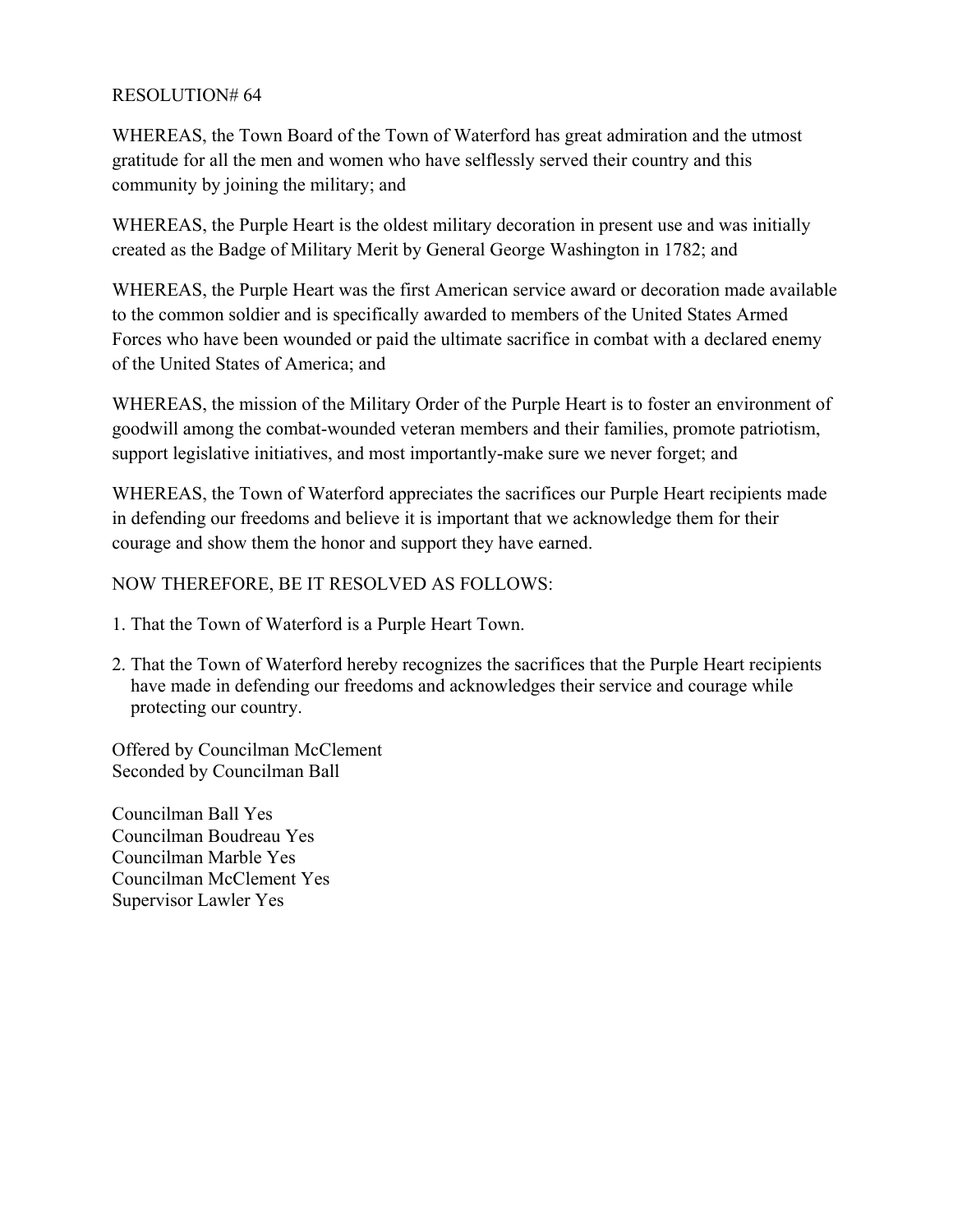RESOLUTION# 64

WHEREAS, the Town Board of the Town of Waterford has great admiration and the utmost gratitude for all the men and women who have selflessly served their country and this community by joining the military; and

WHEREAS, the Purple Heart is the oldest military decoration in present use and was initially created as the Badge of Military Merit by General George Washington in 1782; and

WHEREAS, the Purple Heart was the first American service award or decoration made available to the common soldier and is specifically awarded to members of the United States Armed Forces who have been wounded or paid the ultimate sacrifice in combat with a declared enemy of the United States of America; and

WHEREAS, the mission of the Military Order of the Purple Heart is to foster an environment of goodwill among the combat-wounded veteran members and their families, promote patriotism, support legislative initiatives, and most importantly-make sure we never forget; and

WHEREAS, the Town of Waterford appreciates the sacrifices our Purple Heart recipients made in defending our freedoms and believe it is important that we acknowledge them for their courage and show them the honor and support they have earned.

NOW THEREFORE, BE IT RESOLVED AS FOLLOWS:

1. That the Town of Waterford is a Purple Heart Town.
2. That the Town of Waterford hereby recognizes the sacrifices that the Purple Heart recipients have made in defending our freedoms and acknowledges their service and courage while protecting our country.

Offered by Councilman McClement
Seconded by Councilman Ball

Councilman Ball Yes
Councilman Boudreau Yes
Councilman Marble Yes
Councilman McClement Yes
Supervisor Lawler Yes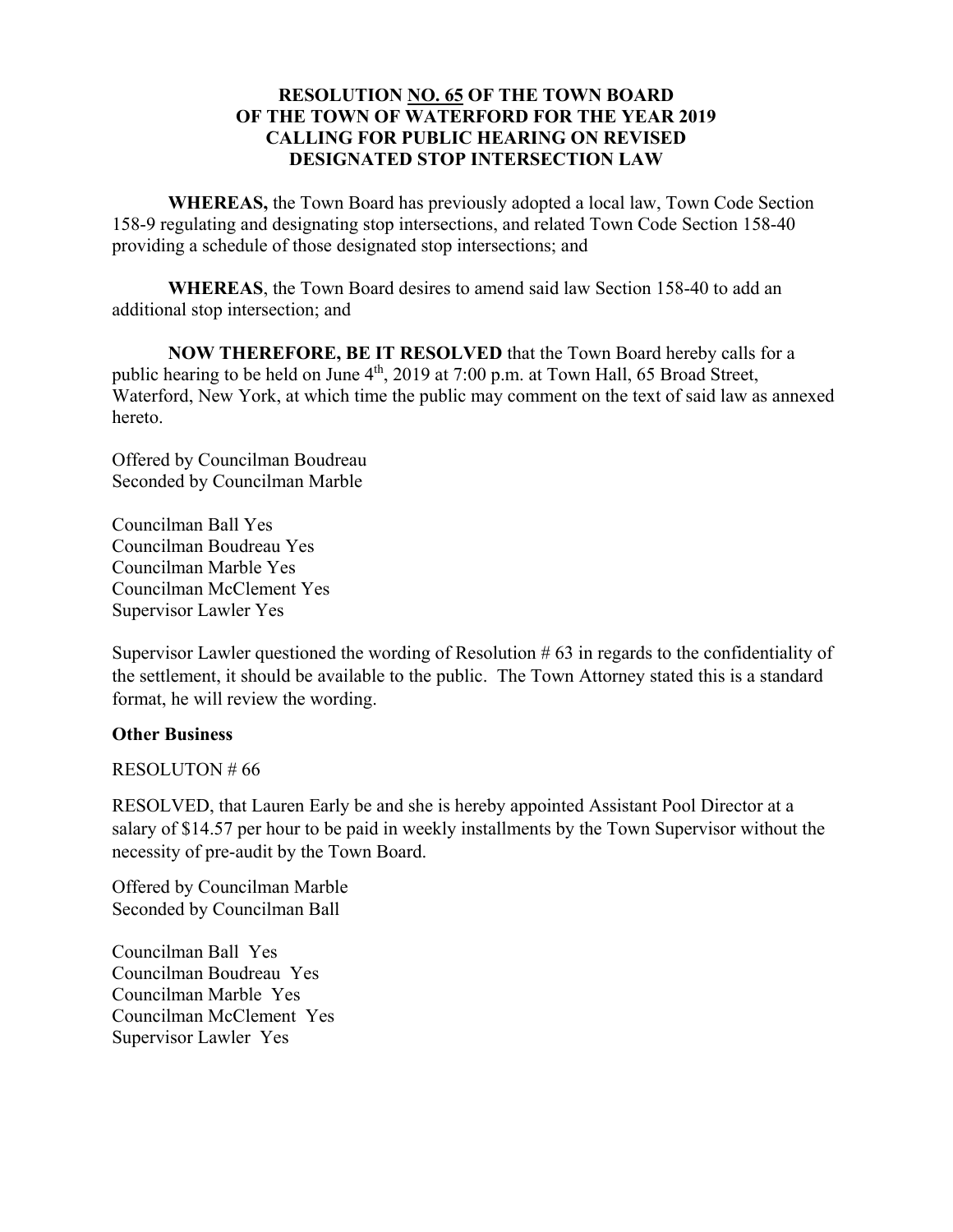**RESOLUTION NO. 65 OF THE TOWN BOARD OF THE TOWN OF WATERFORD FOR THE YEAR 2019 CALLING FOR PUBLIC HEARING ON REVISED DESIGNATED STOP INTERSECTION LAW**

**WHEREAS,** the Town Board has previously adopted a local law, Town Code Section 158-9 regulating and designating stop intersections, and related Town Code Section 158-40 providing a schedule of those designated stop intersections; and

**WHEREAS**, the Town Board desires to amend said law Section 158-40 to add an additional stop intersection; and

**NOW THEREFORE, BE IT RESOLVED** that the Town Board hereby calls for a public hearing to be held on June 4th, 2019 at 7:00 p.m. at Town Hall, 65 Broad Street, Waterford, New York, at which time the public may comment on the text of said law as annexed hereto.

Offered by Councilman Boudreau
Seconded by Councilman Marble

Councilman Ball Yes
Councilman Boudreau Yes
Councilman Marble Yes
Councilman McClement Yes
Supervisor Lawler Yes

Supervisor Lawler questioned the wording of Resolution # 63 in regards to the confidentiality of the settlement, it should be available to the public. The Town Attorney stated this is a standard format, he will review the wording.

**Other Business**

RESOLUTON # 66

RESOLVED, that Lauren Early be and she is hereby appointed Assistant Pool Director at a salary of $14.57 per hour to be paid in weekly installments by the Town Supervisor without the necessity of pre-audit by the Town Board.

Offered by Councilman Marble
Seconded by Councilman Ball

Councilman Ball Yes
Councilman Boudreau Yes
Councilman Marble Yes
Councilman McClement Yes
Supervisor Lawler Yes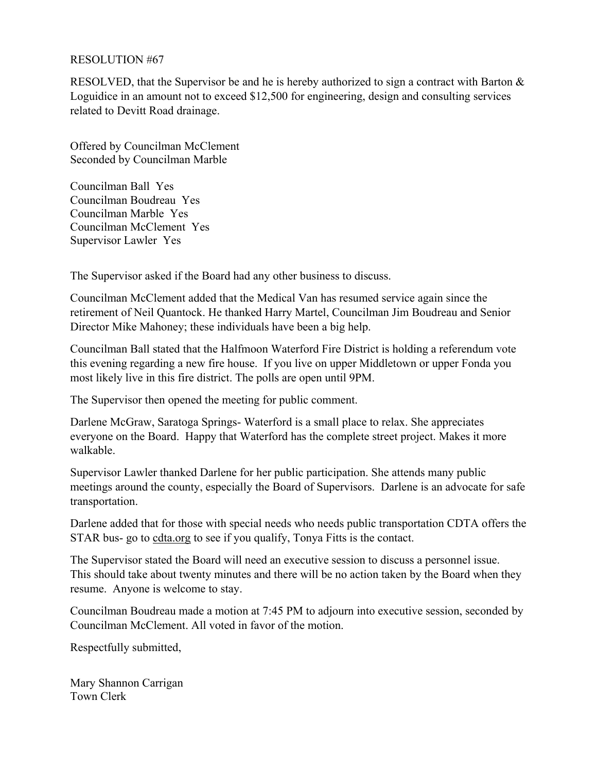RESOLUTION #67

RESOLVED, that the Supervisor be and he is hereby authorized to sign a contract with Barton & Loguidice in an amount not to exceed $12,500 for engineering, design and consulting services related to Devitt Road drainage.

Offered by Councilman McClement
Seconded by Councilman Marble

Councilman Ball Yes
Councilman Boudreau Yes
Councilman Marble Yes
Councilman McClement Yes
Supervisor Lawler Yes

The Supervisor asked if the Board had any other business to discuss.

Councilman McClement added that the Medical Van has resumed service again since the retirement of Neil Quantock. He thanked Harry Martel, Councilman Jim Boudreau and Senior Director Mike Mahoney; these individuals have been a big help.

Councilman Ball stated that the Halfmoon Waterford Fire District is holding a referendum vote this evening regarding a new fire house. If you live on upper Middletown or upper Fonda you most likely live in this fire district. The polls are open until 9PM.

The Supervisor then opened the meeting for public comment.

Darlene McGraw, Saratoga Springs- Waterford is a small place to relax. She appreciates everyone on the Board. Happy that Waterford has the complete street project. Makes it more walkable.

Supervisor Lawler thanked Darlene for her public participation. She attends many public meetings around the county, especially the Board of Supervisors. Darlene is an advocate for safe transportation.

Darlene added that for those with special needs who needs public transportation CDTA offers the STAR bus- go to cdta.org to see if you qualify, Tonya Fitts is the contact.

The Supervisor stated the Board will need an executive session to discuss a personnel issue. This should take about twenty minutes and there will be no action taken by the Board when they resume. Anyone is welcome to stay.

Councilman Boudreau made a motion at 7:45 PM to adjourn into executive session, seconded by Councilman McClement. All voted in favor of the motion.

Respectfully submitted,

Mary Shannon Carrigan
Town Clerk